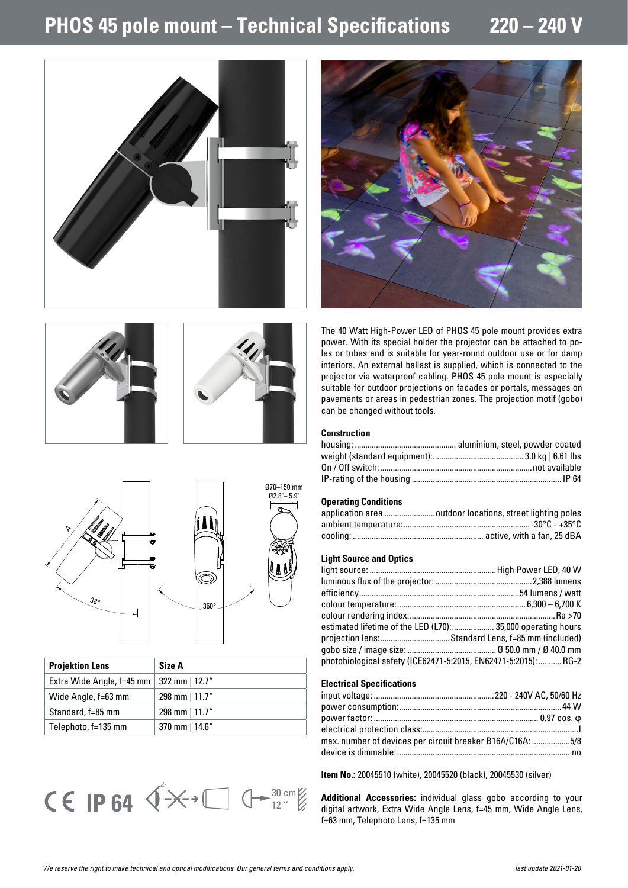# PHOS 45 pole mount – Technical Specifications 220 – 240 V

| Projektion Lens | Size A |
|---|---|
| Extra Wide Angle, f=45 mm | 322 mm \| 12.7" |
| Wide Angle, f=63 mm | 298 mm \| 11.7" |
| Standard, f=85 mm | 298 mm \| 11.7" |
| Telephoto, f=135 mm | 370 mm \| 14.6" |

CE IP 64 30 cm 12 "

The 40 Watt High-Power LED of PHOS 45 pole mount provides extra power. With its special holder the projector can be attached to poles or tubes and is suitable for year-round outdoor use or for damp interiors. An external ballast is supplied, which is connected to the projector via waterproof cabling. PHOS 45 pole mount is especially suitable for outdoor projections on facades or portals, messages on pavements or areas in pedestrian zones. The projection motif (gobo) can be changed without tools.

### Construction

- housing: aluminium, steel, powder coated
- weight (standard equipment): 3.0 kg | 6.61 lbs
- On / Off switch: not available
- IP-rating of the housing: IP 64

### Operating Conditions

- application area: outdoor locations, street lighting poles
- ambient temperature: -30°C - +35°C
- cooling: active, with a fan, 25 dBA

### Light Source and Optics

- light source: High Power LED, 40 W
- luminous flux of the projector: 2,388 lumens
- efficiency: 54 lumens / watt
- colour temperature: 6,300 – 6,700 K
- colour rendering index: Ra >70
- estimated lifetime of the LED (L70): 35,000 operating hours
- projection lens: Standard Lens, f=85 mm (included)
- gobo size / image size: Ø 50.0 mm / Ø 40.0 mm
- photobiological safety (ICE62471-5:2015, EN62471-5:2015): RG-2

### Electrical Specifications

- input voltage: 220 - 240V AC, 50/60 Hz
- power consumption: 44 W
- power factor: 0.97 cos. φ
- electrical protection class: I
- max. number of devices per circuit breaker B16A/C16A: 5/8
- device is dimmable: no

**Item No.:** 20045510 (white), 20045520 (black), 20045530 (silver)

**Additional Accessories:** individual glass gobo according to your digital artwork, Extra Wide Angle Lens, f=45 mm, Wide Angle Lens, f=63 mm, Telephoto Lens, f=135 mm

*We reserve the right to make technical and optical modifications. Our general terms and conditions apply.*

*last update 2021-01-20*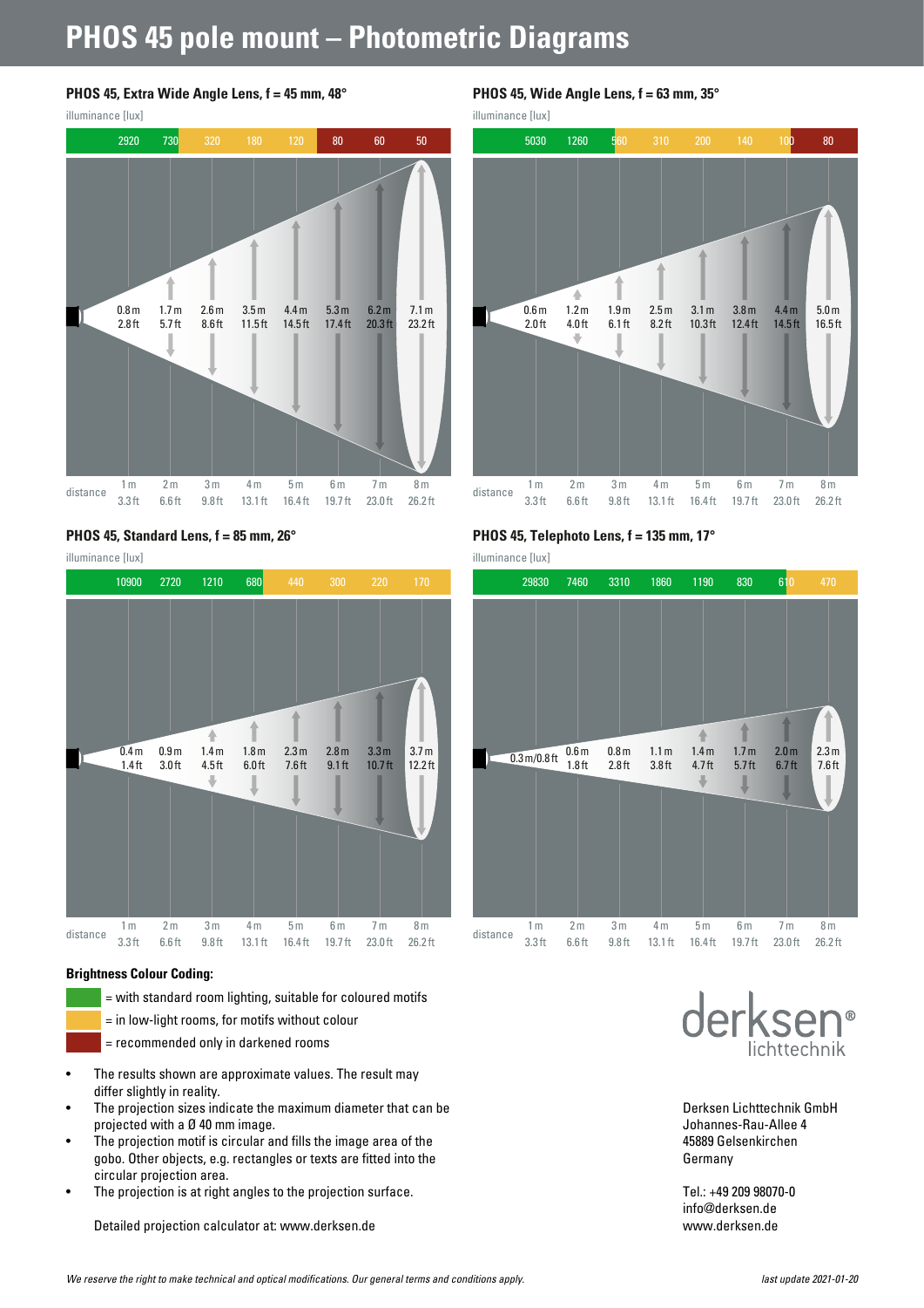# PHOS 45 pole mount – Photometric Diagrams

## PHOS 45, Extra Wide Angle Lens, f = 45 mm, 48°

illuminance [lux]

2920 730 320 180 120 80 60 50

0.8 m 2.8 ft
1.7 m 5.7 ft
2.6 m 8.6 ft
3.5 m 11.5 ft
4.4 m 14.5 ft
5.3 m 17.4 ft
6.2 m 20.3 ft
7.1 m 23.2 ft

distance 1 m 3.3 ft, 2 m 6.6 ft, 3 m 9.8 ft, 4 m 13.1 ft, 5 m 16.4 ft, 6 m 19.7 ft, 7 m 23.0 ft, 8 m 26.2 ft

## PHOS 45, Wide Angle Lens, f = 63 mm, 35°

illuminance [lux]

5030 1260 560 310 200 140 100 80

0.6 m 2.0 ft
1.2 m 4.0 ft
1.9 m 6.1 ft
2.5 m 8.2 ft
3.1 m 10.3 ft
3.8 m 12.4 ft
4.4 m 14.5 ft
5.0 m 16.5 ft

distance 1 m 3.3 ft, 2 m 6.6 ft, 3 m 9.8 ft, 4 m 13.1 ft, 5 m 16.4 ft, 6 m 19.7 ft, 7 m 23.0 ft, 8 m 26.2 ft

## PHOS 45, Standard Lens, f = 85 mm, 26°

illuminance [lux]

10900 2720 1210 680 440 300 220 170

0.4 m 1.4 ft
0.9 m 3.0 ft
1.4 m 4.5 ft
1.8 m 6.0 ft
2.3 m 7.6 ft
2.8 m 9.1 ft
3.3 m 10.7 ft
3.7 m 12.2 ft

distance 1 m 3.3 ft, 2 m 6.6 ft, 3 m 9.8 ft, 4 m 13.1 ft, 5 m 16.4 ft, 6 m 19.7 ft, 7 m 23.0 ft, 8 m 26.2 ft

## PHOS 45, Telephoto Lens, f = 135 mm, 17°

illuminance [lux]

29830 7460 3310 1860 1190 830 610 470

0.3 m/0.8 ft
0.6 m 1.8 ft
0.8 m 2.8 ft
1.1 m 3.8 ft
1.4 m 4.7 ft
1.7 m 5.7 ft
2.0 m 6.7 ft
2.3 m 7.6 ft

distance 1 m 3.3 ft, 2 m 6.6 ft, 3 m 9.8 ft, 4 m 13.1 ft, 5 m 16.4 ft, 6 m 19.7 ft, 7 m 23.0 ft, 8 m 26.2 ft

**Brightness Colour Coding:**

- (green) = with standard room lighting, suitable for coloured motifs
- (yellow) = in low-light rooms, for motifs without colour
- (red) = recommended only in darkened rooms

- The results shown are approximate values. The result may differ slightly in reality.
- The projection sizes indicate the maximum diameter that can be projected with a Ø 40 mm image.
- The projection motif is circular and fills the image area of the gobo. Other objects, e.g. rectangles or texts are fitted into the circular projection area.
- The projection is at right angles to the projection surface.

Detailed projection calculator at: www.derksen.de

derksen® lichttechnik

Derksen Lichttechnik GmbH
Johannes-Rau-Allee 4
45889 Gelsenkirchen
Germany

Tel.: +49 209 98070-0
info@derksen.de
www.derksen.de

*We reserve the right to make technical and optical modifications. Our general terms and conditions apply.*

*last update 2021-01-20*